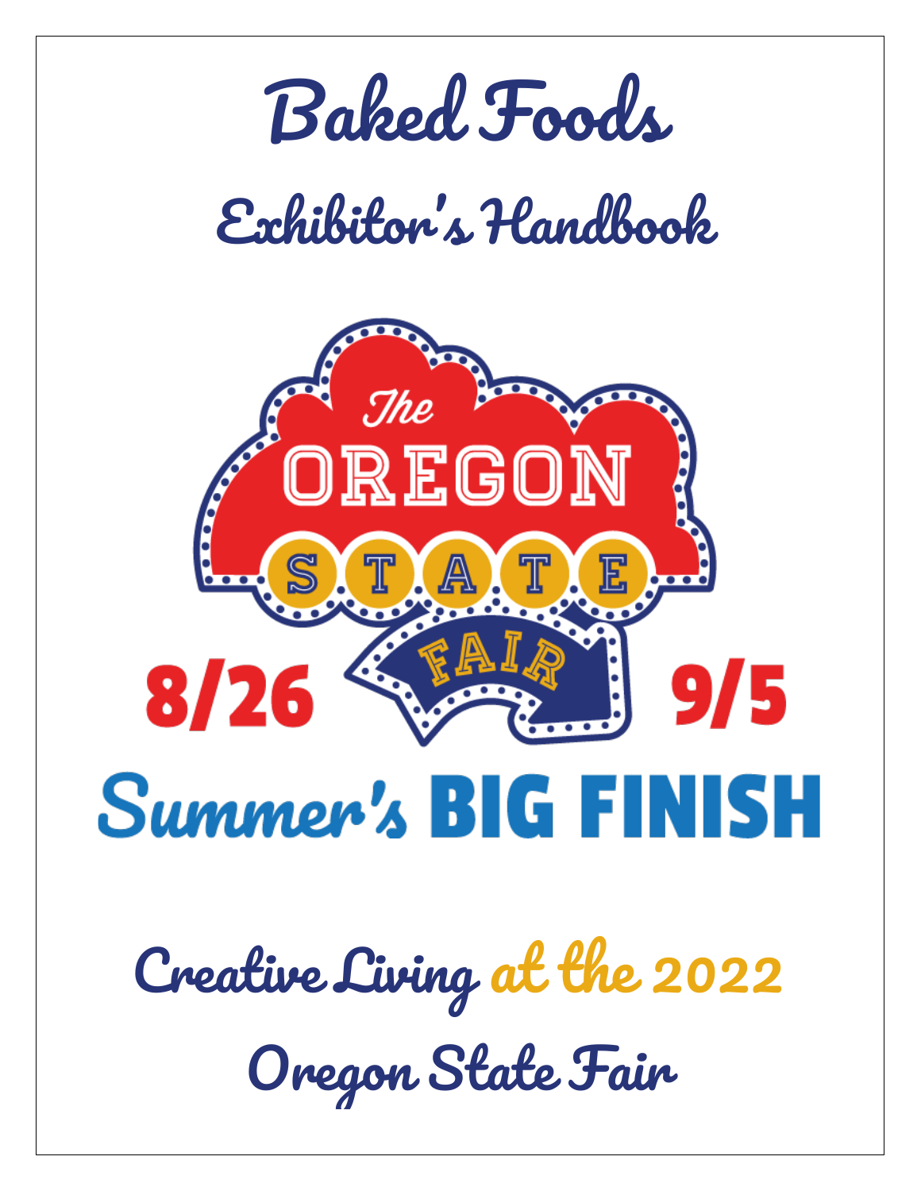# Baked Foods

## Exhibitor's Handbook

The OREGON STATE FAIR

8/26 9/5

Summer's BIG FINISH

## Creative Living at the 2022

## Oregon State Fair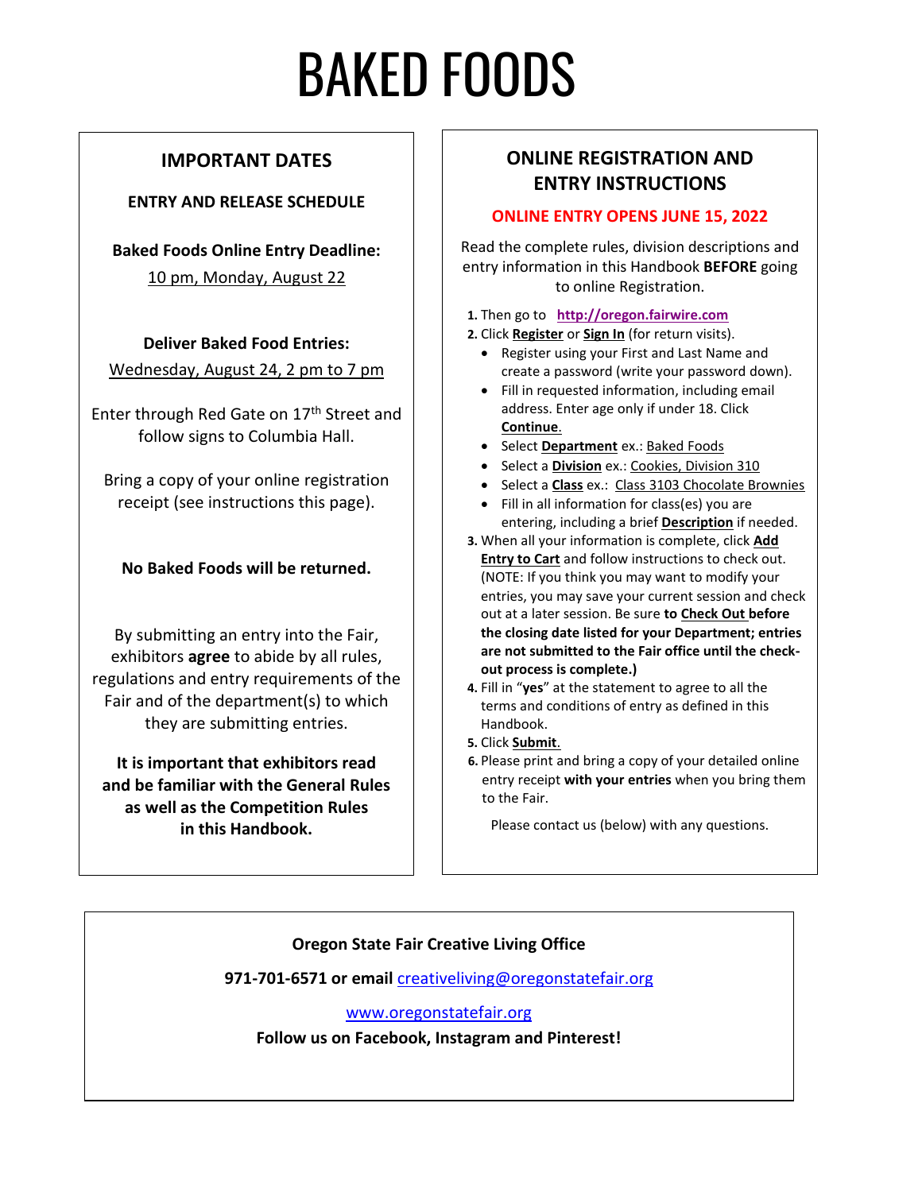# BAKED FOODS

## IMPORTANT DATES

### ENTRY AND RELEASE SCHEDULE

**Baked Foods Online Entry Deadline:**

10 pm, Monday, August 22

**Deliver Baked Food Entries:**

Wednesday, August 24, 2 pm to 7 pm

Enter through Red Gate on 17th Street and follow signs to Columbia Hall.

Bring a copy of your online registration receipt (see instructions this page).

**No Baked Foods will be returned.**

By submitting an entry into the Fair, exhibitors **agree** to abide by all rules, regulations and entry requirements of the Fair and of the department(s) to which they are submitting entries.

**It is important that exhibitors read and be familiar with the General Rules as well as the Competition Rules in this Handbook.**

## ONLINE REGISTRATION AND ENTRY INSTRUCTIONS

**ONLINE ENTRY OPENS JUNE 15, 2022**

Read the complete rules, division descriptions and entry information in this Handbook **BEFORE** going to online Registration.

1. Then go to **http://oregon.fairwire.com**
2. Click **Register** or **Sign In** (for return visits).
   - Register using your First and Last Name and create a password (write your password down).
   - Fill in requested information, including email address. Enter age only if under 18. Click **Continue**.
   - Select **Department** ex.: Baked Foods
   - Select a **Division** ex.: Cookies, Division 310
   - Select a **Class** ex.: Class 3103 Chocolate Brownies
   - Fill in all information for class(es) you are entering, including a brief **Description** if needed.
3. When all your information is complete, click **Add Entry to Cart** and follow instructions to check out. (NOTE: If you think you may want to modify your entries, you may save your current session and check out at a later session. Be sure **to Check Out before the closing date listed for your Department; entries are not submitted to the Fair office until the check-out process is complete.)**
4. Fill in "**yes**" at the statement to agree to all the terms and conditions of entry as defined in this Handbook.
5. Click **Submit**.
6. Please print and bring a copy of your detailed online entry receipt **with your entries** when you bring them to the Fair.

Please contact us (below) with any questions.

**Oregon State Fair Creative Living Office**

**971-701-6571 or email** creativeliving@oregonstatefair.org

www.oregonstatefair.org

**Follow us on Facebook, Instagram and Pinterest!**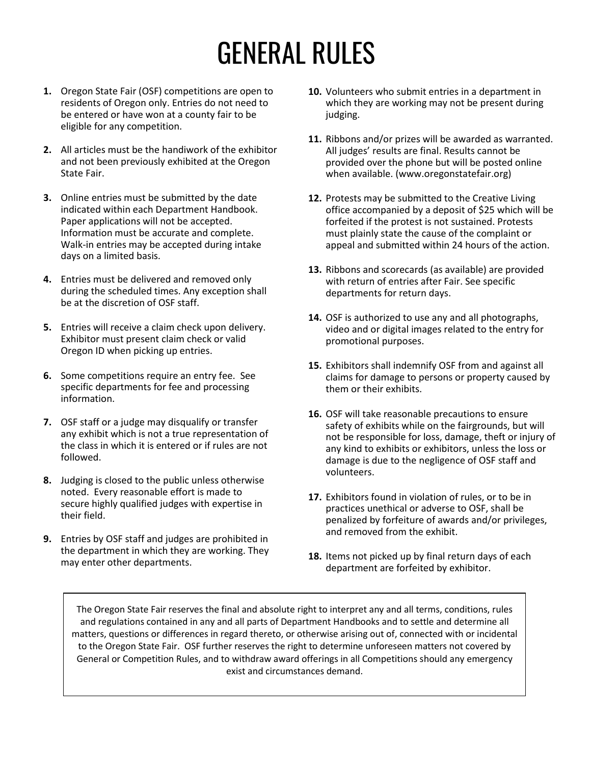# GENERAL RULES

1. Oregon State Fair (OSF) competitions are open to residents of Oregon only. Entries do not need to be entered or have won at a county fair to be eligible for any competition.

2. All articles must be the handiwork of the exhibitor and not been previously exhibited at the Oregon State Fair.

3. Online entries must be submitted by the date indicated within each Department Handbook. Paper applications will not be accepted. Information must be accurate and complete. Walk-in entries may be accepted during intake days on a limited basis.

4. Entries must be delivered and removed only during the scheduled times. Any exception shall be at the discretion of OSF staff.

5. Entries will receive a claim check upon delivery. Exhibitor must present claim check or valid Oregon ID when picking up entries.

6. Some competitions require an entry fee. See specific departments for fee and processing information.

7. OSF staff or a judge may disqualify or transfer any exhibit which is not a true representation of the class in which it is entered or if rules are not followed.

8. Judging is closed to the public unless otherwise noted. Every reasonable effort is made to secure highly qualified judges with expertise in their field.

9. Entries by OSF staff and judges are prohibited in the department in which they are working. They may enter other departments.

10. Volunteers who submit entries in a department in which they are working may not be present during judging.

11. Ribbons and/or prizes will be awarded as warranted. All judges' results are final. Results cannot be provided over the phone but will be posted online when available. (www.oregonstatefair.org)

12. Protests may be submitted to the Creative Living office accompanied by a deposit of $25 which will be forfeited if the protest is not sustained. Protests must plainly state the cause of the complaint or appeal and submitted within 24 hours of the action.

13. Ribbons and scorecards (as available) are provided with return of entries after Fair. See specific departments for return days.

14. OSF is authorized to use any and all photographs, video and or digital images related to the entry for promotional purposes.

15. Exhibitors shall indemnify OSF from and against all claims for damage to persons or property caused by them or their exhibits.

16. OSF will take reasonable precautions to ensure safety of exhibits while on the fairgrounds, but will not be responsible for loss, damage, theft or injury of any kind to exhibits or exhibitors, unless the loss or damage is due to the negligence of OSF staff and volunteers.

17. Exhibitors found in violation of rules, or to be in practices unethical or adverse to OSF, shall be penalized by forfeiture of awards and/or privileges, and removed from the exhibit.

18. Items not picked up by final return days of each department are forfeited by exhibitor.

The Oregon State Fair reserves the final and absolute right to interpret any and all terms, conditions, rules and regulations contained in any and all parts of Department Handbooks and to settle and determine all matters, questions or differences in regard thereto, or otherwise arising out of, connected with or incidental to the Oregon State Fair. OSF further reserves the right to determine unforeseen matters not covered by General or Competition Rules, and to withdraw award offerings in all Competitions should any emergency exist and circumstances demand.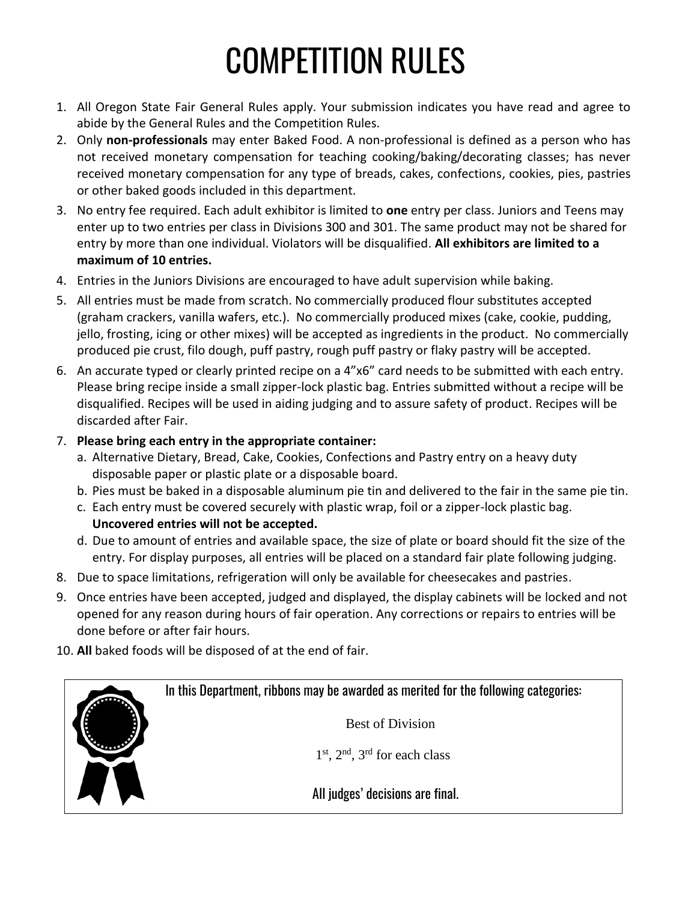# COMPETITION RULES

1. All Oregon State Fair General Rules apply. Your submission indicates you have read and agree to abide by the General Rules and the Competition Rules.
2. Only **non-professionals** may enter Baked Food. A non-professional is defined as a person who has not received monetary compensation for teaching cooking/baking/decorating classes; has never received monetary compensation for any type of breads, cakes, confections, cookies, pies, pastries or other baked goods included in this department.
3. No entry fee required. Each adult exhibitor is limited to **one** entry per class. Juniors and Teens may enter up to two entries per class in Divisions 300 and 301. The same product may not be shared for entry by more than one individual. Violators will be disqualified. **All exhibitors are limited to a maximum of 10 entries.**
4. Entries in the Juniors Divisions are encouraged to have adult supervision while baking.
5. All entries must be made from scratch. No commercially produced flour substitutes accepted (graham crackers, vanilla wafers, etc.). No commercially produced mixes (cake, cookie, pudding, jello, frosting, icing or other mixes) will be accepted as ingredients in the product. No commercially produced pie crust, filo dough, puff pastry, rough puff pastry or flaky pastry will be accepted.
6. An accurate typed or clearly printed recipe on a 4"x6" card needs to be submitted with each entry. Please bring recipe inside a small zipper-lock plastic bag. Entries submitted without a recipe will be disqualified. Recipes will be used in aiding judging and to assure safety of product. Recipes will be discarded after Fair.
7. **Please bring each entry in the appropriate container:**
   a. Alternative Dietary, Bread, Cake, Cookies, Confections and Pastry entry on a heavy duty disposable paper or plastic plate or a disposable board.
   b. Pies must be baked in a disposable aluminum pie tin and delivered to the fair in the same pie tin.
   c. Each entry must be covered securely with plastic wrap, foil or a zipper-lock plastic bag. **Uncovered entries will not be accepted.**
   d. Due to amount of entries and available space, the size of plate or board should fit the size of the entry. For display purposes, all entries will be placed on a standard fair plate following judging.
8. Due to space limitations, refrigeration will only be available for cheesecakes and pastries.
9. Once entries have been accepted, judged and displayed, the display cabinets will be locked and not opened for any reason during hours of fair operation. Any corrections or repairs to entries will be done before or after fair hours.
10. **All** baked foods will be disposed of at the end of fair.

In this Department, ribbons may be awarded as merited for the following categories:

Best of Division

1st, 2nd, 3rd for each class

All judges' decisions are final.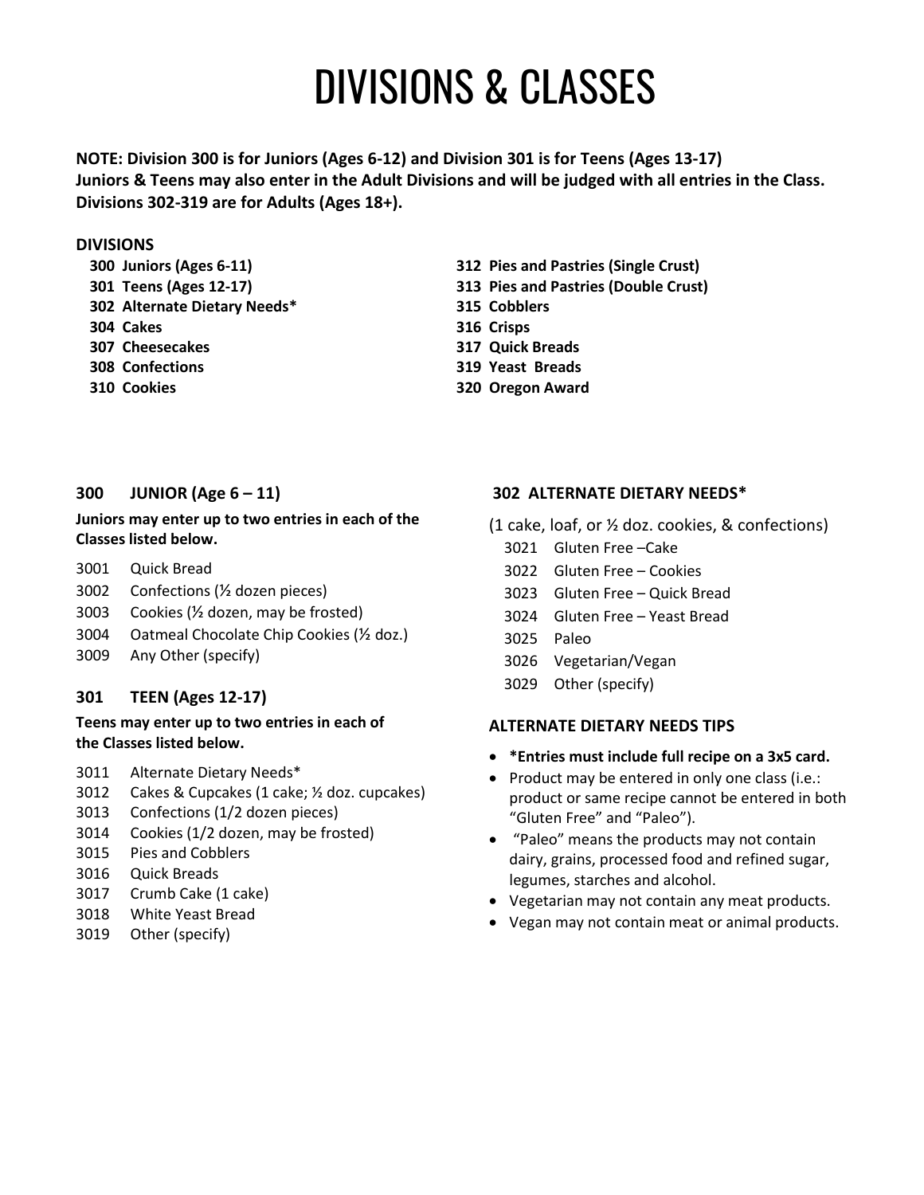# DIVISIONS & CLASSES

**NOTE: Division 300 is for Juniors (Ages 6-12) and Division 301 is for Teens (Ages 13-17)**
**Juniors & Teens may also enter in the Adult Divisions and will be judged with all entries in the Class.**
**Divisions 302-319 are for Adults (Ages 18+).**

**DIVISIONS**

- **300 Juniors (Ages 6-11)**
- **301 Teens (Ages 12-17)**
- **302 Alternate Dietary Needs***
- **304 Cakes**
- **307 Cheesecakes**
- **308 Confections**
- **310 Cookies**
- **312 Pies and Pastries (Single Crust)**
- **313 Pies and Pastries (Double Crust)**
- **315 Cobblers**
- **316 Crisps**
- **317 Quick Breads**
- **319 Yeast Breads**
- **320 Oregon Award**

### 300 JUNIOR (Age 6 – 11)

**Juniors may enter up to two entries in each of the Classes listed below.**

- 3001 Quick Bread
- 3002 Confections (½ dozen pieces)
- 3003 Cookies (½ dozen, may be frosted)
- 3004 Oatmeal Chocolate Chip Cookies (½ doz.)
- 3009 Any Other (specify)

### 301 TEEN (Ages 12-17)

**Teens may enter up to two entries in each of the Classes listed below.**

- 3011 Alternate Dietary Needs*
- 3012 Cakes & Cupcakes (1 cake; ½ doz. cupcakes)
- 3013 Confections (1/2 dozen pieces)
- 3014 Cookies (1/2 dozen, may be frosted)
- 3015 Pies and Cobblers
- 3016 Quick Breads
- 3017 Crumb Cake (1 cake)
- 3018 White Yeast Bread
- 3019 Other (specify)

### 302 ALTERNATE DIETARY NEEDS*

(1 cake, loaf, or ½ doz. cookies, & confections)

- 3021 Gluten Free –Cake
- 3022 Gluten Free – Cookies
- 3023 Gluten Free – Quick Bread
- 3024 Gluten Free – Yeast Bread
- 3025 Paleo
- 3026 Vegetarian/Vegan
- 3029 Other (specify)

### ALTERNATE DIETARY NEEDS TIPS

- ***Entries must include full recipe on a 3x5 card.**
- Product may be entered in only one class (i.e.: product or same recipe cannot be entered in both "Gluten Free" and "Paleo").
- "Paleo" means the products may not contain dairy, grains, processed food and refined sugar, legumes, starches and alcohol.
- Vegetarian may not contain any meat products.
- Vegan may not contain meat or animal products.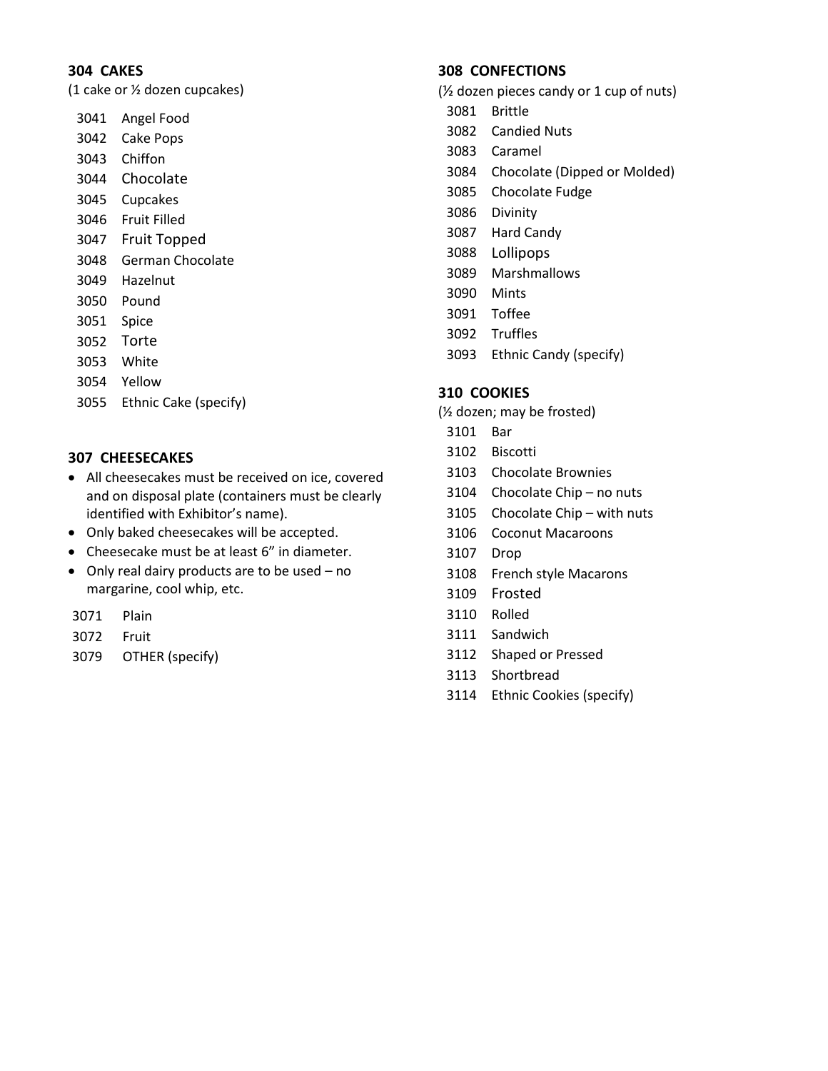**304 CAKES**

(1 cake or ½ dozen cupcakes)

3041 Angel Food
3042 Cake Pops
3043 Chiffon
3044 Chocolate
3045 Cupcakes
3046 Fruit Filled
3047 Fruit Topped
3048 German Chocolate
3049 Hazelnut
3050 Pound
3051 Spice
3052 Torte
3053 White
3054 Yellow
3055 Ethnic Cake (specify)

**307 CHEESECAKES**

- All cheesecakes must be received on ice, covered and on disposal plate (containers must be clearly identified with Exhibitor's name).
- Only baked cheesecakes will be accepted.
- Cheesecake must be at least 6" in diameter.
- Only real dairy products are to be used – no margarine, cool whip, etc.

3071 Plain
3072 Fruit
3079 OTHER (specify)

**308 CONFECTIONS**

(½ dozen pieces candy or 1 cup of nuts)

3081 Brittle
3082 Candied Nuts
3083 Caramel
3084 Chocolate (Dipped or Molded)
3085 Chocolate Fudge
3086 Divinity
3087 Hard Candy
3088 Lollipops
3089 Marshmallows
3090 Mints
3091 Toffee
3092 Truffles
3093 Ethnic Candy (specify)

**310 COOKIES**

(½ dozen; may be frosted)

3101 Bar
3102 Biscotti
3103 Chocolate Brownies
3104 Chocolate Chip – no nuts
3105 Chocolate Chip – with nuts
3106 Coconut Macaroons
3107 Drop
3108 French style Macarons
3109 Frosted
3110 Rolled
3111 Sandwich
3112 Shaped or Pressed
3113 Shortbread
3114 Ethnic Cookies (specify)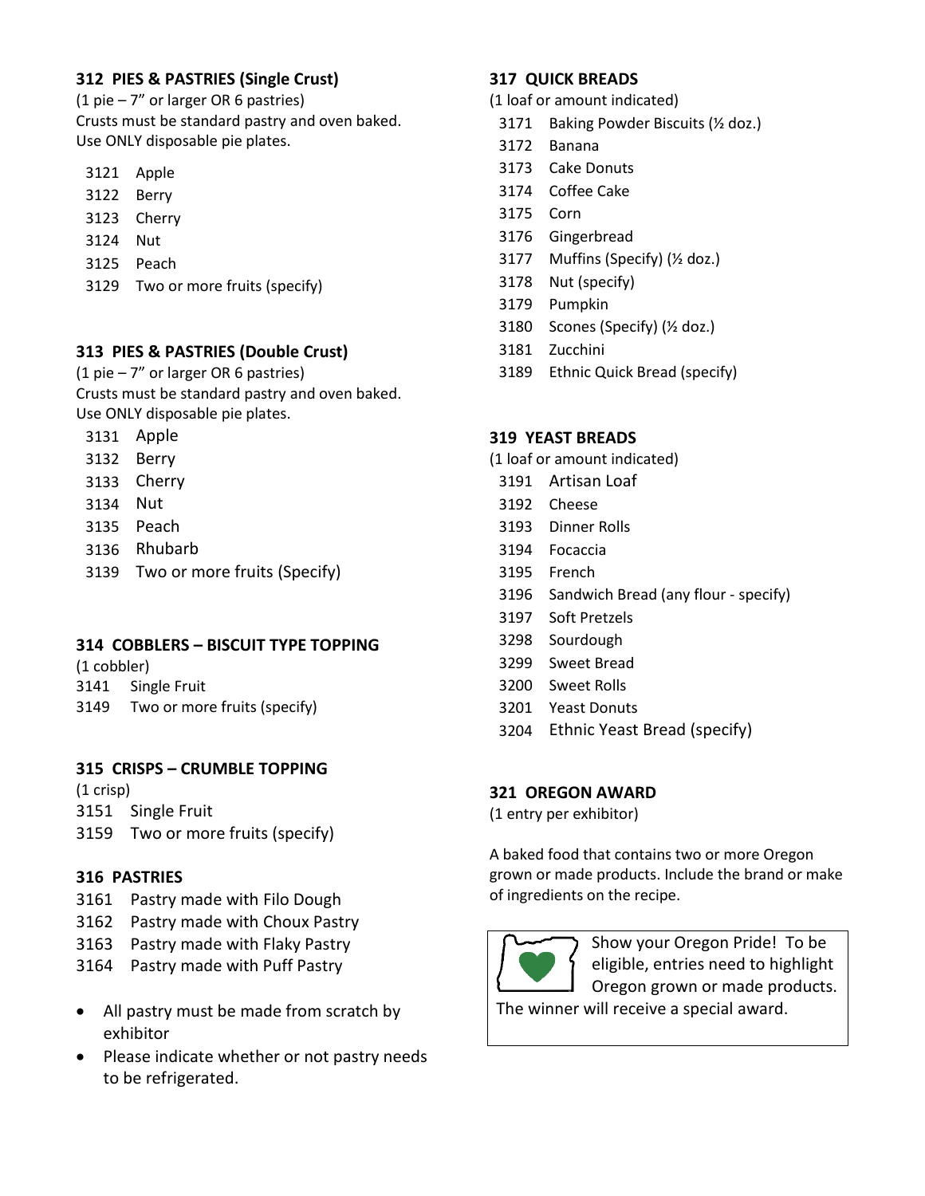### 312 PIES & PASTRIES (Single Crust)

(1 pie – 7" or larger OR 6 pastries)
Crusts must be standard pastry and oven baked.
Use ONLY disposable pie plates.

- 3121 Apple
- 3122 Berry
- 3123 Cherry
- 3124 Nut
- 3125 Peach
- 3129 Two or more fruits (specify)

### 313 PIES & PASTRIES (Double Crust)

(1 pie – 7" or larger OR 6 pastries)
Crusts must be standard pastry and oven baked.
Use ONLY disposable pie plates.

- 3131 Apple
- 3132 Berry
- 3133 Cherry
- 3134 Nut
- 3135 Peach
- 3136 Rhubarb
- 3139 Two or more fruits (Specify)

### 314 COBBLERS – BISCUIT TYPE TOPPING

(1 cobbler)

- 3141 Single Fruit
- 3149 Two or more fruits (specify)

### 315 CRISPS – CRUMBLE TOPPING

(1 crisp)

- 3151 Single Fruit
- 3159 Two or more fruits (specify)

### 316 PASTRIES

- 3161 Pastry made with Filo Dough
- 3162 Pastry made with Choux Pastry
- 3163 Pastry made with Flaky Pastry
- 3164 Pastry made with Puff Pastry

- All pastry must be made from scratch by exhibitor
- Please indicate whether or not pastry needs to be refrigerated.

### 317 QUICK BREADS

(1 loaf or amount indicated)

- 3171 Baking Powder Biscuits (½ doz.)
- 3172 Banana
- 3173 Cake Donuts
- 3174 Coffee Cake
- 3175 Corn
- 3176 Gingerbread
- 3177 Muffins (Specify) (½ doz.)
- 3178 Nut (specify)
- 3179 Pumpkin
- 3180 Scones (Specify) (½ doz.)
- 3181 Zucchini
- 3189 Ethnic Quick Bread (specify)

### 319 YEAST BREADS

(1 loaf or amount indicated)

- 3191 Artisan Loaf
- 3192 Cheese
- 3193 Dinner Rolls
- 3194 Focaccia
- 3195 French
- 3196 Sandwich Bread (any flour - specify)
- 3197 Soft Pretzels
- 3298 Sourdough
- 3299 Sweet Bread
- 3200 Sweet Rolls
- 3201 Yeast Donuts
- 3204 Ethnic Yeast Bread (specify)

### 321 OREGON AWARD

(1 entry per exhibitor)

A baked food that contains two or more Oregon grown or made products. Include the brand or make of ingredients on the recipe.

Show your Oregon Pride! To be eligible, entries need to highlight Oregon grown or made products. The winner will receive a special award.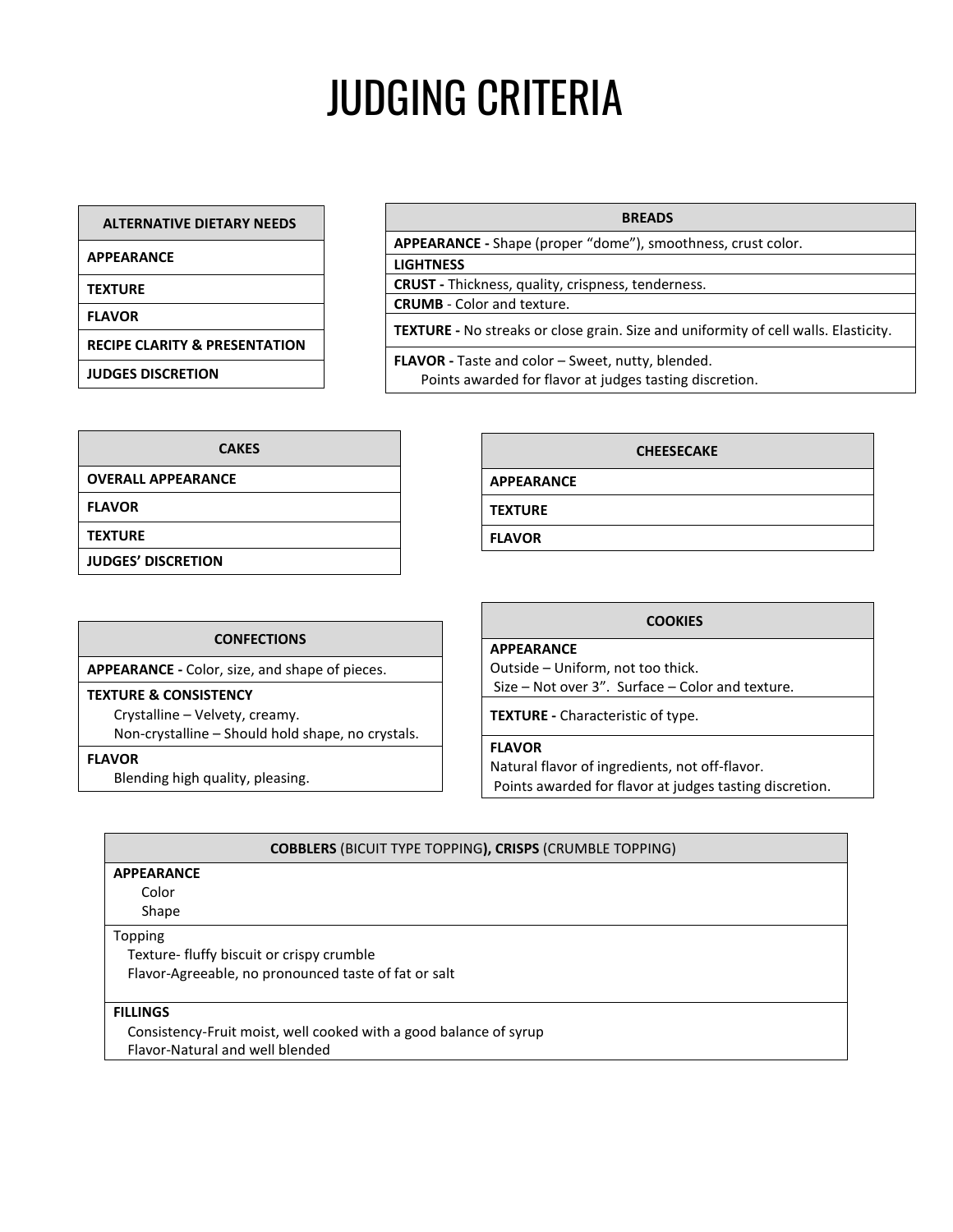# JUDGING CRITERIA

| ALTERNATIVE DIETARY NEEDS |
| --- |
| **APPEARANCE** |
| **TEXTURE** |
| **FLAVOR** |
| **RECIPE CLARITY & PRESENTATION** |
| **JUDGES DISCRETION** |

| BREADS |
| --- |
| **APPEARANCE -** Shape (proper "dome"), smoothness, crust color. |
| **LIGHTNESS** |
| **CRUST -** Thickness, quality, crispness, tenderness. |
| **CRUMB** - Color and texture. |
| **TEXTURE -** No streaks or close grain. Size and uniformity of cell walls. Elasticity. |
| **FLAVOR -** Taste and color – Sweet, nutty, blended. Points awarded for flavor at judges tasting discretion. |

| CAKES |
| --- |
| **OVERALL APPEARANCE** |
| **FLAVOR** |
| **TEXTURE** |
| **JUDGES' DISCRETION** |

| CHEESECAKE |
| --- |
| **APPEARANCE** |
| **TEXTURE** |
| **FLAVOR** |

| CONFECTIONS |
| --- |
| **APPEARANCE -** Color, size, and shape of pieces. |
| **TEXTURE & CONSISTENCY** Crystalline – Velvety, creamy. Non-crystalline – Should hold shape, no crystals. |
| **FLAVOR** Blending high quality, pleasing. |

| COOKIES |
| --- |
| **APPEARANCE** Outside – Uniform, not too thick. Size – Not over 3". Surface – Color and texture. |
| **TEXTURE -** Characteristic of type. |
| **FLAVOR** Natural flavor of ingredients, not off-flavor. Points awarded for flavor at judges tasting discretion. |

| **COBBLERS** (BICUIT TYPE TOPPING**), CRISPS** (CRUMBLE TOPPING) |
| --- |
| **APPEARANCE** Color Shape |
| Topping Texture- fluffy biscuit or crispy crumble Flavor-Agreeable, no pronounced taste of fat or salt |
| **FILLINGS** Consistency-Fruit moist, well cooked with a good balance of syrup Flavor-Natural and well blended |